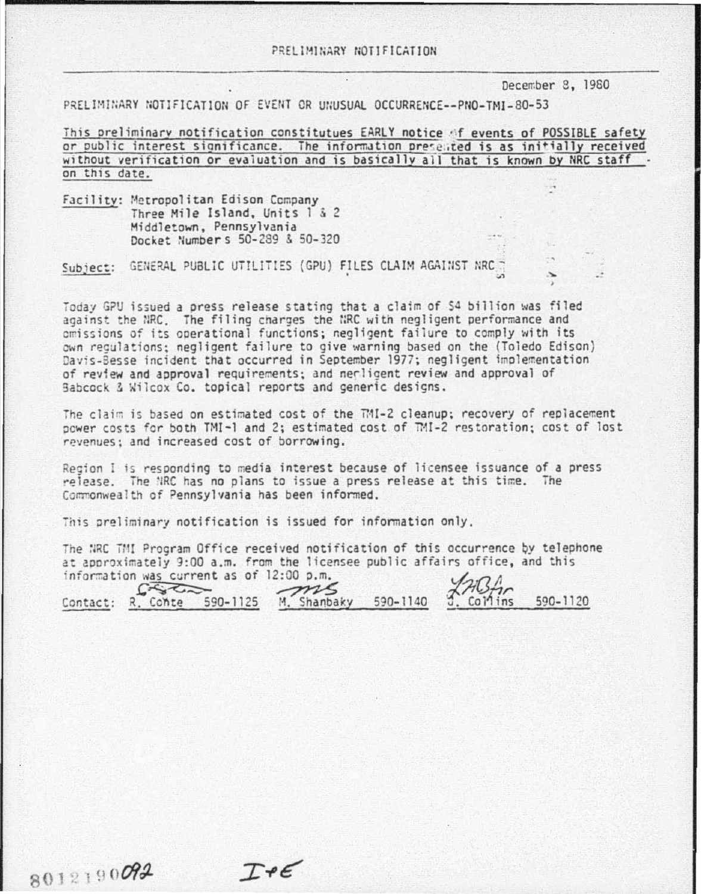PRELIMINARY NOTIFICATION

December 8, 1980

PRELIMINARY NOTIFICATION OF EVENT OR UNUSUAL OCCURRENCE--PNO-TMI-80-53

This preliminary notification constitutues EARLY notice of events of POSSIBLE safety or public interest significance. The information presented is as initially received without verification or evaluation and is basically all that is known by NRC staff on this date.

Facility: Metropolitan Edison Company
Three Mile Island, Units 1 & 2
Middletown, Pennsylvania
Docket Numbers 50-289 & 50-320

Subject: GENERAL PUBLIC UTILITIES (GPU) FILES CLAIM AGAINST NRC

Today GPU issued a press release stating that a claim of $4 billion was filed against the NRC. The filing charges the NRC with negligent performance and omissions of its operational functions; negligent failure to comply with its own regulations; negligent failure to give warning based on the (Toledo Edison) Davis-Besse incident that occurred in September 1977; negligent implementation of review and approval requirements; and negligent review and approval of Babcock & Wilcox Co. topical reports and generic designs.

The claim is based on estimated cost of the TMI-2 cleanup; recovery of replacement power costs for both TMI-1 and 2; estimated cost of TMI-2 restoration; cost of lost revenues; and increased cost of borrowing.

Region I is responding to media interest because of licensee issuance of a press release. The NRC has no plans to issue a press release at this time. The Commonwealth of Pennsylvania has been informed.

This preliminary notification is issued for information only.

The NRC TMI Program Office received notification of this occurrence by telephone at approximately 9:00 a.m. from the licensee public affairs office, and this information was current as of 12:00 p.m.

Contact: R. Conte 590-1125 M. Shanbaky 590-1140 J. Collins 590-1120

8012190092

IrE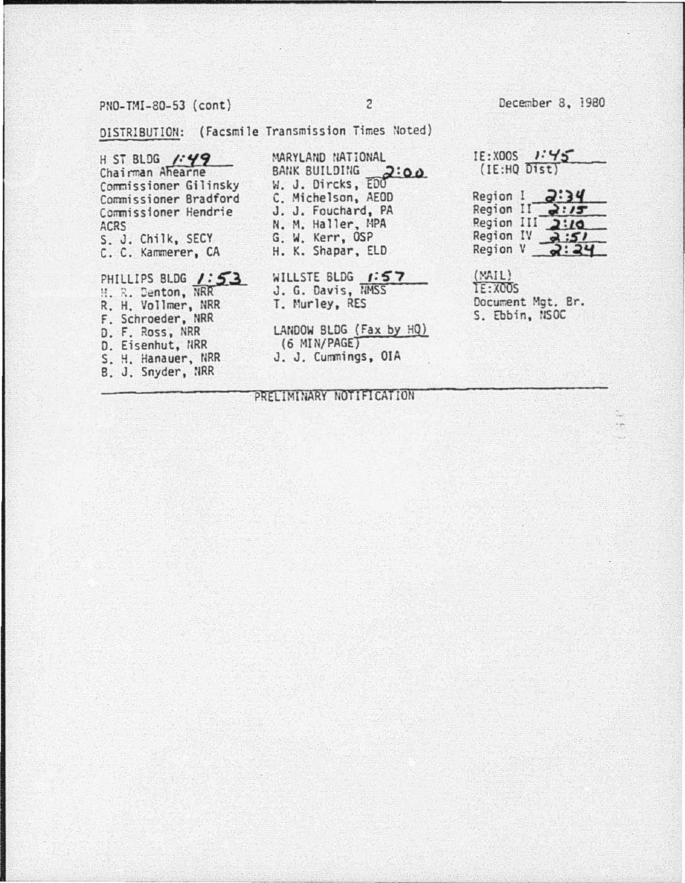PNO-TMI-80-53 (cont)

December 8, 1980

DISTRIBUTION: (Facsmile Transmission Times Noted)

H ST BLDG 1:49
Chairman Ahearne
Commissioner Gilinsky
Commissioner Bradford
Commissioner Hendrie
ACRS
S. J. Chilk, SECY
C. C. Kammerer, CA

PHILLIPS BLDG 1:53
H. R. Denton, NRR
R. H. Vollmer, NRR
F. Schroeder, NRR
D. F. Ross, NRR
D. Eisenhut, NRR
S. H. Hanauer, NRR
B. J. Snyder, NRR

MARYLAND NATIONAL BANK BUILDING 2:00
W. J. Dircks, EDO
C. Michelson, AEOD
J. J. Fouchard, PA
N. M. Haller, MPA
G. W. Kerr, OSP
H. K. Shapar, ELD

WILLSTE BLDG 1:57
J. G. Davis, NMSS
T. Murley, RES

LANDOW BLDG (Fax by HQ)
(6 MIN/PAGE)
J. J. Cummings, OIA

IE:XOOS 1:45
(IE:HQ Dist)

Region I 2:34
Region II 2:15
Region III 2:10
Region IV 2:51
Region V 2:24

(MAIL)
IE:XOOS
Document Mgt. Br.
S. Ebbin, NSOC

PRELIMINARY NOTIFICATION